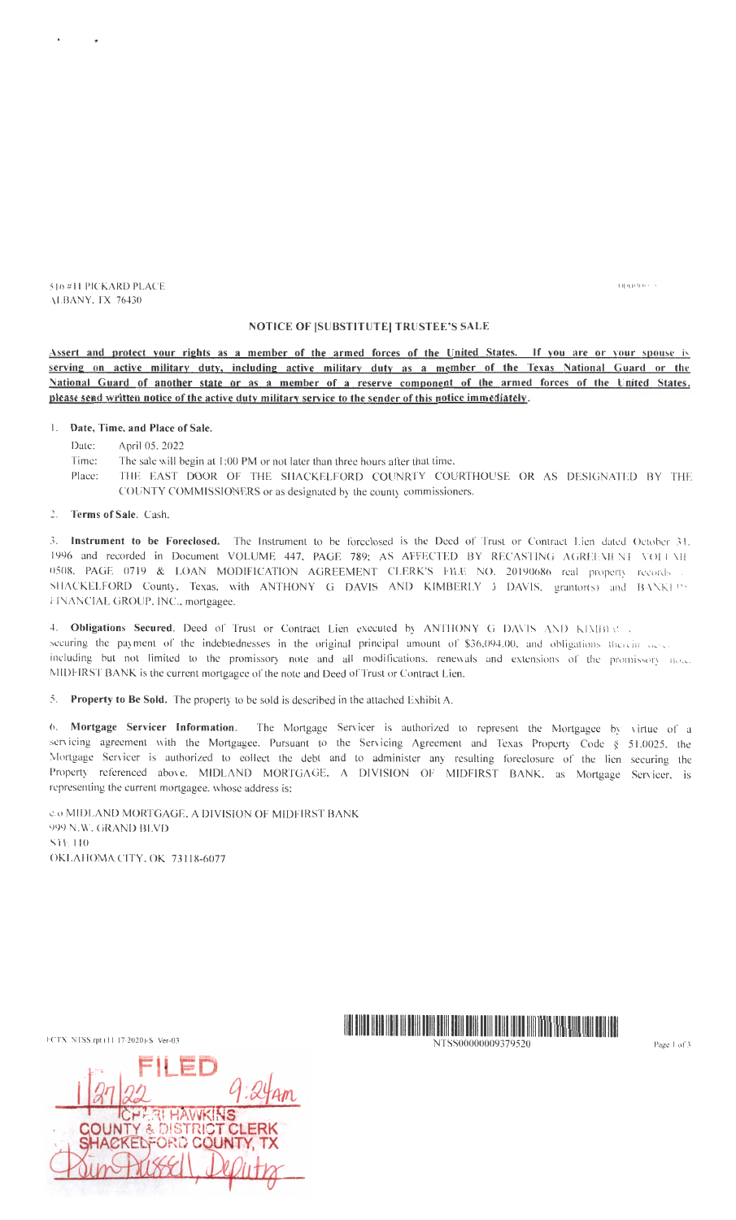516 #11 PICKARD PLACE
ALBANY, TX 76430

### NOTICE OF [SUBSTITUTE] TRUSTEE'S SALE

**Assert and protect your rights as a member of the armed forces of the United States. If you are or your spouse is serving on active military duty, including active military duty as a member of the Texas National Guard or the National Guard of another state or as a member of a reserve component of the armed forces of the United States, please send written notice of the active duty military service to the sender of this notice immediately.**

1. **Date, Time, and Place of Sale.**

   Date: April 05, 2022

   Time: The sale will begin at 1:00 PM or not later than three hours after that time.

   Place: THE EAST DOOR OF THE SHACKELFORD COUNRTY COURTHOUSE OR AS DESIGNATED BY THE COUNTY COMMISSIONERS or as designated by the county commissioners.

2. **Terms of Sale.** Cash.

3. **Instrument to be Foreclosed.** The Instrument to be foreclosed is the Deed of Trust or Contract Lien dated October 31, 1996 and recorded in Document VOLUME 447, PAGE 789; AS AFFECTED BY RECASTING AGREEMENT VOLUME 0508, PAGE 0719 & LOAN MODIFICATION AGREEMENT CLERK'S FILE NO. 20190686 real property records of SHACKELFORD County, Texas, with ANTHONY G DAVIS AND KIMBERLY J DAVIS, grantor(s) and BANKERS FINANCIAL GROUP, INC., mortgagee.

4. **Obligations Secured.** Deed of Trust or Contract Lien executed by ANTHONY G DAVIS AND KIMBERLY J DAVIS, securing the payment of the indebtednesses in the original principal amount of $36,094.00, and obligations therein described including but not limited to the promissory note and all modifications, renewals and extensions of the promissory note. MIDFIRST BANK is the current mortgagee of the note and Deed of Trust or Contract Lien.

5. **Property to Be Sold.** The property to be sold is described in the attached Exhibit A.

6. **Mortgage Servicer Information.** The Mortgage Servicer is authorized to represent the Mortgagee by virtue of a servicing agreement with the Mortgagee. Pursuant to the Servicing Agreement and Texas Property Code § 51.0025, the Mortgage Servicer is authorized to collect the debt and to administer any resulting foreclosure of the lien securing the Property referenced above. MIDLAND MORTGAGE, A DIVISION OF MIDFIRST BANK, as Mortgage Servicer, is representing the current mortgagee, whose address is:

c/o MIDLAND MORTGAGE, A DIVISION OF MIDFIRST BANK
999 N.W. GRAND BLVD
STE 110
OKLAHOMA CITY, OK 73118-6077

FCTX_NTSS.rpt (11/17/2020)-S Ver-03

NTSS00000009379520

FILED 1/27/22 9:24AM
CHERI HAWKINS
COUNTY & DISTRICT CLERK
SHACKELFORD COUNTY, TX
Kim Russell, Deputy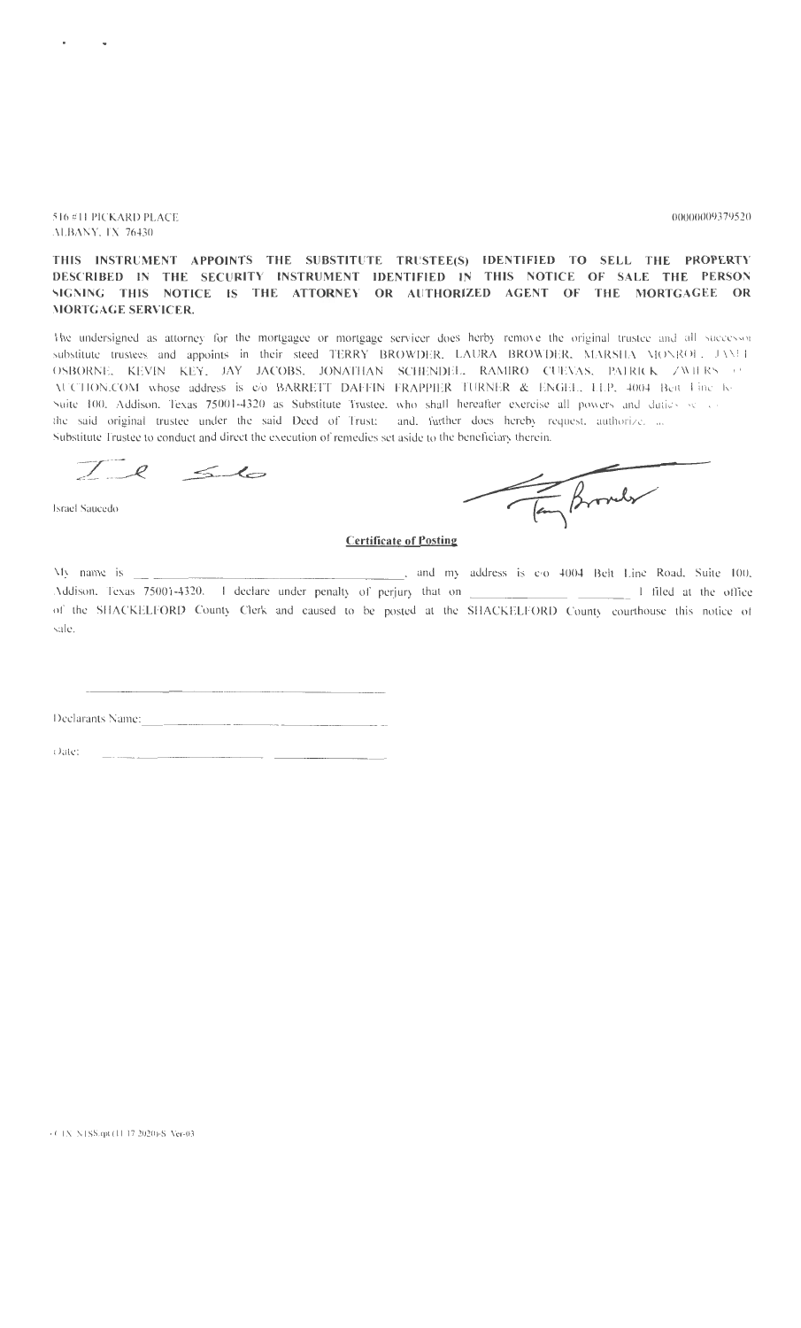516 #11 PICKARD PLACE
ALBANY, TX 76430

00000009379520

**THIS INSTRUMENT APPOINTS THE SUBSTITUTE TRUSTEE(S) IDENTIFIED TO SELL THE PROPERTY DESCRIBED IN THE SECURITY INSTRUMENT IDENTIFIED IN THIS NOTICE OF SALE THE PERSON SIGNING THIS NOTICE IS THE ATTORNEY OR AUTHORIZED AGENT OF THE MORTGAGEE OR MORTGAGE SERVICER.**

The undersigned as attorney for the mortgagee or mortgage servicer does herby remove the original trustee and all successor substitute trustees and appoints in their steed TERRY BROWDER, LAURA BROWDER, MARSHA MONROE, JANET OSBORNE, KEVIN KEY, JAY JACOBS, JONATHAN SCHENDEL, RAMIRO CUEVAS, PATRICK ZWIERS OR AUCTION.COM whose address is c/o BARRETT DAFFIN FRAPPIER TURNER & ENGEL, LLP, 4004 Belt Line Road, Suite 100, Addison, Texas 75001-4320 as Substitute Trustee, who shall hereafter exercise all powers and duties set aside to the said original trustee under the said Deed of Trust; and, further does hereby request, authorize, and instruct said Substitute Trustee to conduct and direct the execution of remedies set aside to the beneficiary therein.

Israel Saucedo

## Certificate of Posting

My name is ____________________, and my address is c/o 4004 Belt Line Road, Suite 100, Addison, Texas 75001-4320. I declare under penalty of perjury that on ____________________ I filed at the office of the SHACKELFORD County Clerk and caused to be posted at the SHACKELFORD County courthouse this notice of sale.

____________________

Declarants Name: ____________________

Date: ____________________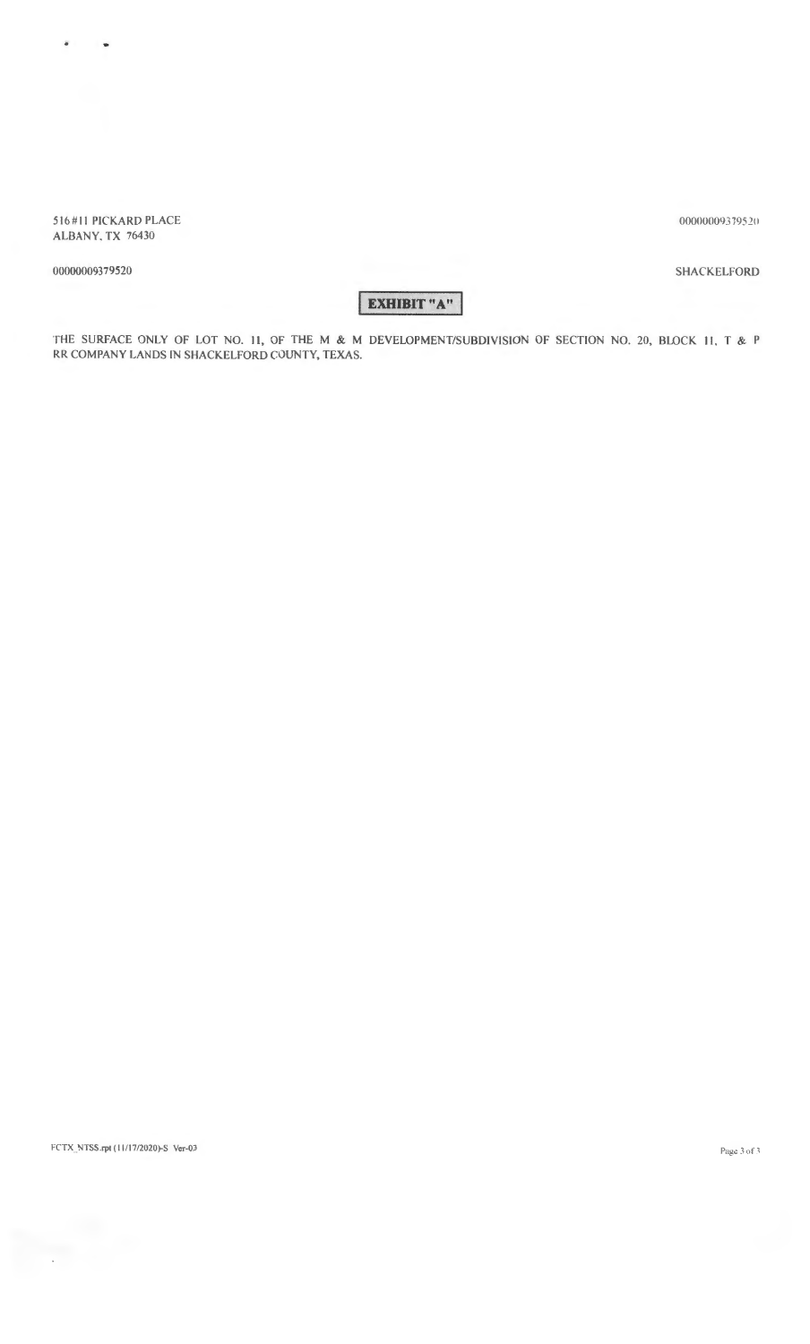516 #11 PICKARD PLACE
ALBANY, TX 76430

00000009379520

00000009379520

SHACKELFORD

**EXHIBIT "A"**

THE SURFACE ONLY OF LOT NO. 11, OF THE M & M DEVELOPMENT/SUBDIVISION OF SECTION NO. 20, BLOCK 11, T & P RR COMPANY LANDS IN SHACKELFORD COUNTY, TEXAS.

FCTX_NTSS.rpt (11/17/2020)-S Ver-03